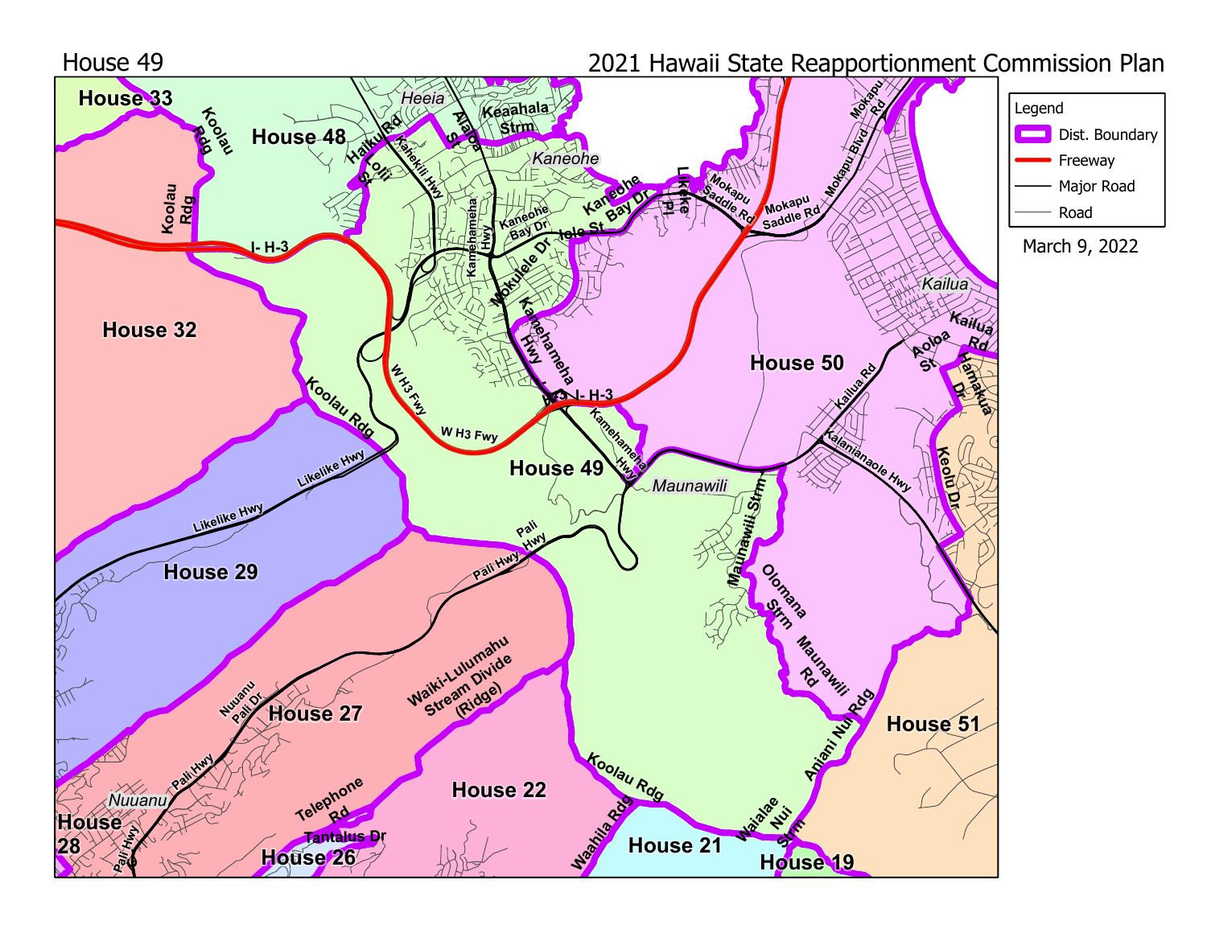House 49

# 2021 Hawaii State Reapportionment Commission Plan

March 9, 2022

**Legend**

- Dist. Boundary
- Freeway
- Major Road
- Road

House 33, House 48, House 32, House 49, House 50, House 29, House 27, House 22, House 21, House 19, House 51, House 26, House 28

Koolau Rdg, Haiku Rd, Lolii St, Kahekili Hwy, Alaloa St, Heeia, Keaahala Strm, Kaneohe, Kamehameha Hwy, Kaneohe Bay Dr, Mokulele Dr, Iole St, Likeke Pl, Mokapu Saddle Rd, Mokapu Blvd, Mokapu Rd, I- H-3, W H3 Fwy, Kailua, Kailua Rd, Aoloa St, Hamakua Dr, Kalanianaole Hwy, Keolu Dr, Likelike Hwy, Pali Hwy, Maunawili, Maunawili Strm, Olomana Strm, Maunawili Rd, Aniani Nui Rdg, Nuuanu Pali Dr, Nuuanu, Waiki-Lulumahu Stream Divide (Ridge), Telephone Rd, Tantalus Dr, Waahila Rdg, Waialae Nui Strm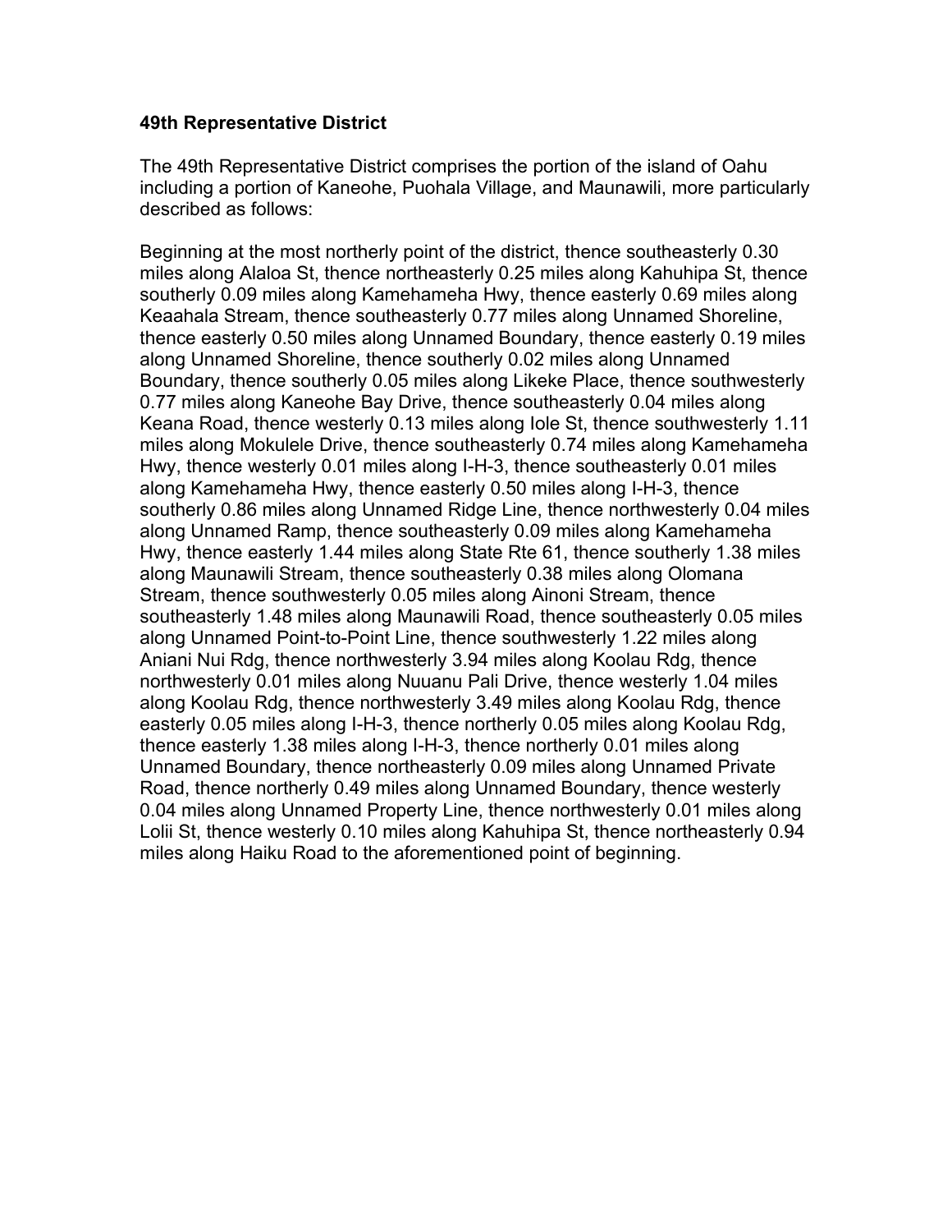**49th Representative District**

The 49th Representative District comprises the portion of the island of Oahu including a portion of Kaneohe, Puohala Village, and Maunawili, more particularly described as follows:

Beginning at the most northerly point of the district, thence southeasterly 0.30 miles along Alaloa St, thence northeasterly 0.25 miles along Kahuhipa St, thence southerly 0.09 miles along Kamehameha Hwy, thence easterly 0.69 miles along Keaahala Stream, thence southeasterly 0.77 miles along Unnamed Shoreline, thence easterly 0.50 miles along Unnamed Boundary, thence easterly 0.19 miles along Unnamed Shoreline, thence southerly 0.02 miles along Unnamed Boundary, thence southerly 0.05 miles along Likeke Place, thence southwesterly 0.77 miles along Kaneohe Bay Drive, thence southeasterly 0.04 miles along Keana Road, thence westerly 0.13 miles along Iole St, thence southwesterly 1.11 miles along Mokulele Drive, thence southeasterly 0.74 miles along Kamehameha Hwy, thence westerly 0.01 miles along I-H-3, thence southeasterly 0.01 miles along Kamehameha Hwy, thence easterly 0.50 miles along I-H-3, thence southerly 0.86 miles along Unnamed Ridge Line, thence northwesterly 0.04 miles along Unnamed Ramp, thence southeasterly 0.09 miles along Kamehameha Hwy, thence easterly 1.44 miles along State Rte 61, thence southerly 1.38 miles along Maunawili Stream, thence southeasterly 0.38 miles along Olomana Stream, thence southwesterly 0.05 miles along Ainoni Stream, thence southeasterly 1.48 miles along Maunawili Road, thence southeasterly 0.05 miles along Unnamed Point-to-Point Line, thence southwesterly 1.22 miles along Aniani Nui Rdg, thence northwesterly 3.94 miles along Koolau Rdg, thence northwesterly 0.01 miles along Nuuanu Pali Drive, thence westerly 1.04 miles along Koolau Rdg, thence northwesterly 3.49 miles along Koolau Rdg, thence easterly 0.05 miles along I-H-3, thence northerly 0.05 miles along Koolau Rdg, thence easterly 1.38 miles along I-H-3, thence northerly 0.01 miles along Unnamed Boundary, thence northeasterly 0.09 miles along Unnamed Private Road, thence northerly 0.49 miles along Unnamed Boundary, thence westerly 0.04 miles along Unnamed Property Line, thence northwesterly 0.01 miles along Lolii St, thence westerly 0.10 miles along Kahuhipa St, thence northeasterly 0.94 miles along Haiku Road to the aforementioned point of beginning.